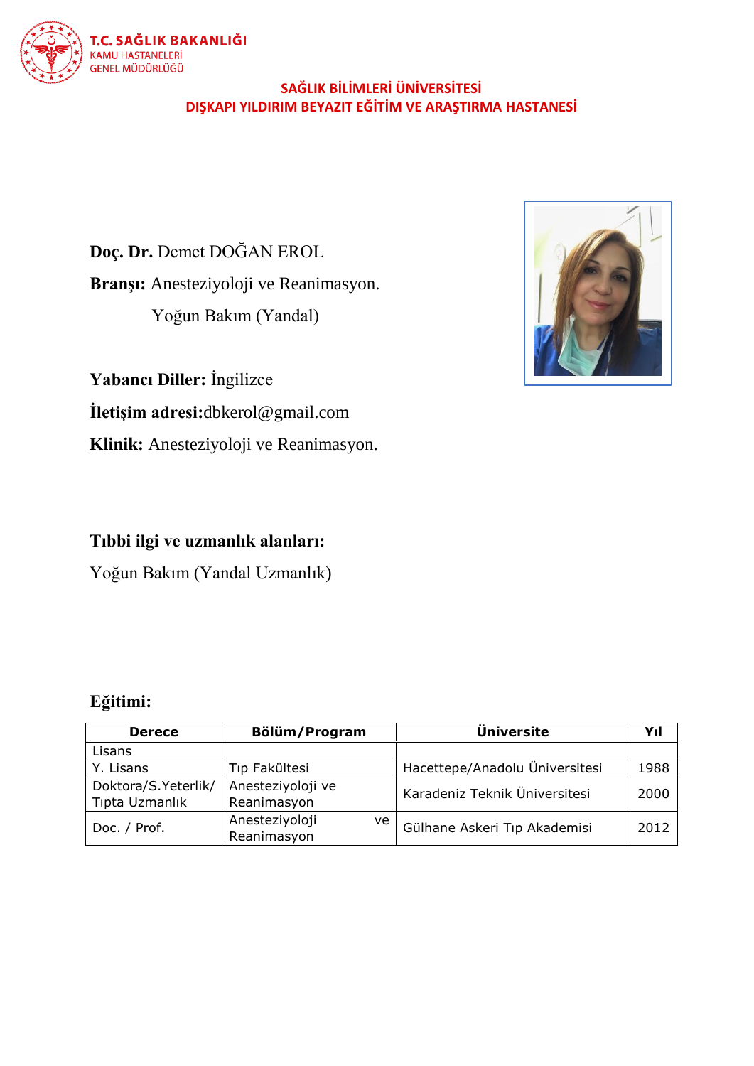**T.C. SAĞLIK BAKANLIĞI**
KAMU HASTANELERİ
GENEL MÜDÜRLÜĞÜ

**SAĞLIK BİLİMLERİ ÜNİVERSİTESİ**
**DIŞKAPI YILDIRIM BEYAZIT EĞİTİM VE ARAŞTIRMA HASTANESİ**

**Doç. Dr.** Demet DOĞAN EROL

**Branşı:** Anesteziyoloji ve Reanimasyon.
Yoğun Bakım (Yandal)

**Yabancı Diller:** İngilizce

**İletişim adresi:**dbkerol@gmail.com

**Klinik:** Anesteziyoloji ve Reanimasyon.

**Tıbbi ilgi ve uzmanlık alanları:**

Yoğun Bakım (Yandal Uzmanlık)

**Eğitimi:**

| Derece | Bölüm/Program | Üniversite | Yıl |
|---|---|---|---|
| Lisans | | | |
| Y. Lisans | Tıp Fakültesi | Hacettepe/Anadolu Üniversitesi | 1988 |
| Doktora/S.Yeterlik/ Tıpta Uzmanlık | Anesteziyoloji ve Reanimasyon | Karadeniz Teknik Üniversitesi | 2000 |
| Doc. / Prof. | Anesteziyoloji ve Reanimasyon | Gülhane Askeri Tıp Akademisi | 2012 |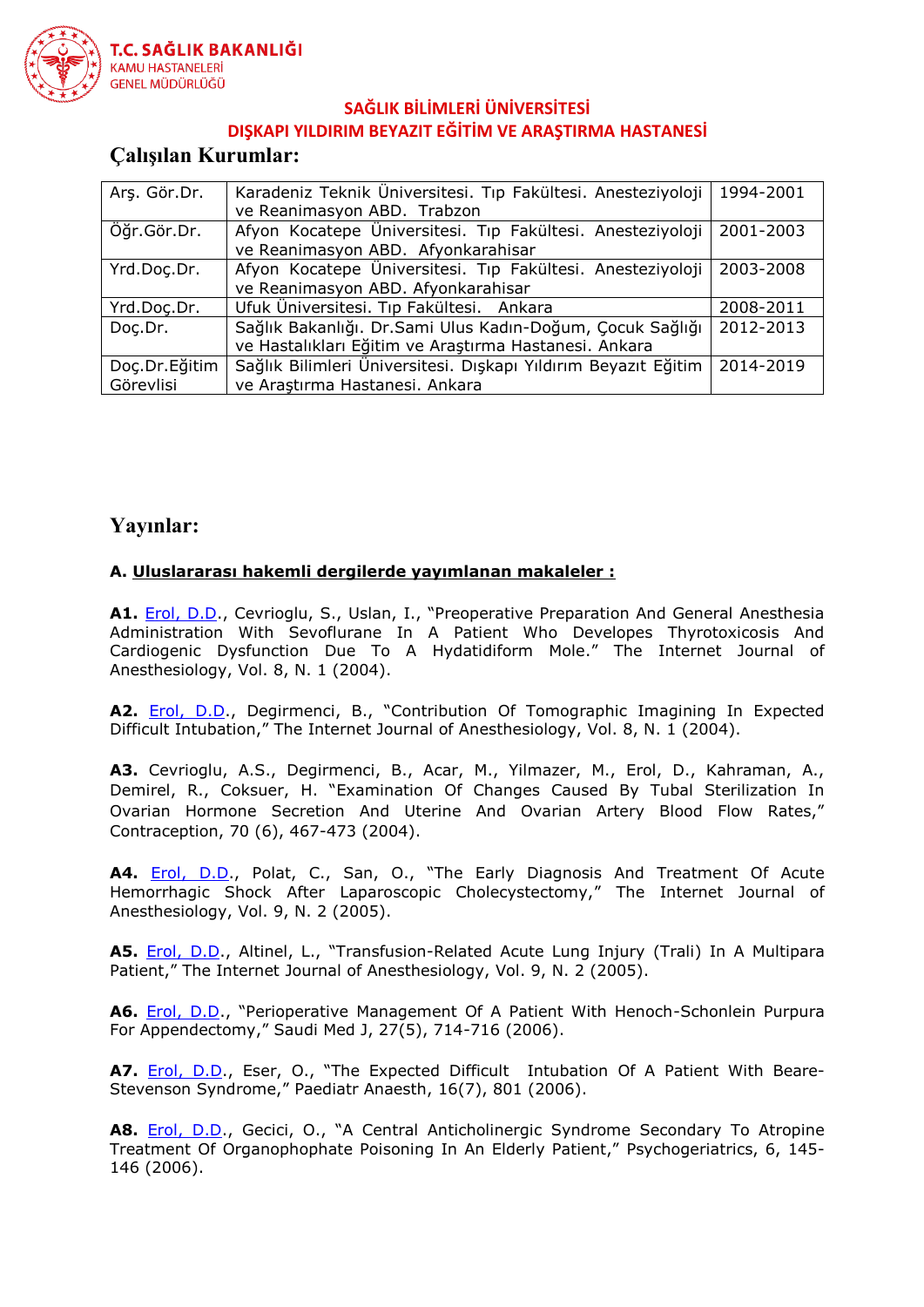## Çalışılan Kurumlar:

| | | |
|---|---|---|
| Arş. Gör.Dr. | Karadeniz Teknik Üniversitesi. Tıp Fakültesi. Anesteziyoloji ve Reanimasyon ABD. Trabzon | 1994-2001 |
| Öğr.Gör.Dr. | Afyon Kocatepe Üniversitesi. Tıp Fakültesi. Anesteziyoloji ve Reanimasyon ABD. Afyonkarahisar | 2001-2003 |
| Yrd.Doç.Dr. | Afyon Kocatepe Üniversitesi. Tıp Fakültesi. Anesteziyoloji ve Reanimasyon ABD. Afyonkarahisar | 2003-2008 |
| Yrd.Doç.Dr. | Ufuk Üniversitesi. Tıp Fakültesi. Ankara | 2008-2011 |
| Doç.Dr. | Sağlık Bakanlığı. Dr.Sami Ulus Kadın-Doğum, Çocuk Sağlığı ve Hastalıkları Eğitim ve Araştırma Hastanesi. Ankara | 2012-2013 |
| Doç.Dr.Eğitim Görevlisi | Sağlık Bilimleri Üniversitesi. Dışkapı Yıldırım Beyazıt Eğitim ve Araştırma Hastanesi. Ankara | 2014-2019 |

## Yayınlar:

**A. Uluslararası hakemli dergilerde yayımlanan makaleler :**

**A1.** Erol, D.D., Cevrioglu, S., Uslan, I., "Preoperative Preparation And General Anesthesia Administration With Sevoflurane In A Patient Who Developes Thyrotoxicosis And Cardiogenic Dysfunction Due To A Hydatidiform Mole." The Internet Journal of Anesthesiology, Vol. 8, N. 1 (2004).

**A2.** Erol, D.D., Degirmenci, B., "Contribution Of Tomographic Imagining In Expected Difficult Intubation," The Internet Journal of Anesthesiology, Vol. 8, N. 1 (2004).

**A3.** Cevrioglu, A.S., Degirmenci, B., Acar, M., Yilmazer, M., Erol, D., Kahraman, A., Demirel, R., Coksuer, H. "Examination Of Changes Caused By Tubal Sterilization In Ovarian Hormone Secretion And Uterine And Ovarian Artery Blood Flow Rates," Contraception, 70 (6), 467-473 (2004).

**A4.** Erol, D.D., Polat, C., San, O., "The Early Diagnosis And Treatment Of Acute Hemorrhagic Shock After Laparoscopic Cholecystectomy," The Internet Journal of Anesthesiology, Vol. 9, N. 2 (2005).

**A5.** Erol, D.D., Altinel, L., "Transfusion-Related Acute Lung Injury (Trali) In A Multipara Patient," The Internet Journal of Anesthesiology, Vol. 9, N. 2 (2005).

**A6.** Erol, D.D., "Perioperative Management Of A Patient With Henoch-Schonlein Purpura For Appendectomy," Saudi Med J, 27(5), 714-716 (2006).

**A7.** Erol, D.D., Eser, O., "The Expected Difficult Intubation Of A Patient With Beare-Stevenson Syndrome," Paediatr Anaesth, 16(7), 801 (2006).

**A8.** Erol, D.D., Gecici, O., "A Central Anticholinergic Syndrome Secondary To Atropine Treatment Of Organophophate Poisoning In An Elderly Patient," Psychogeriatrics, 6, 145-146 (2006).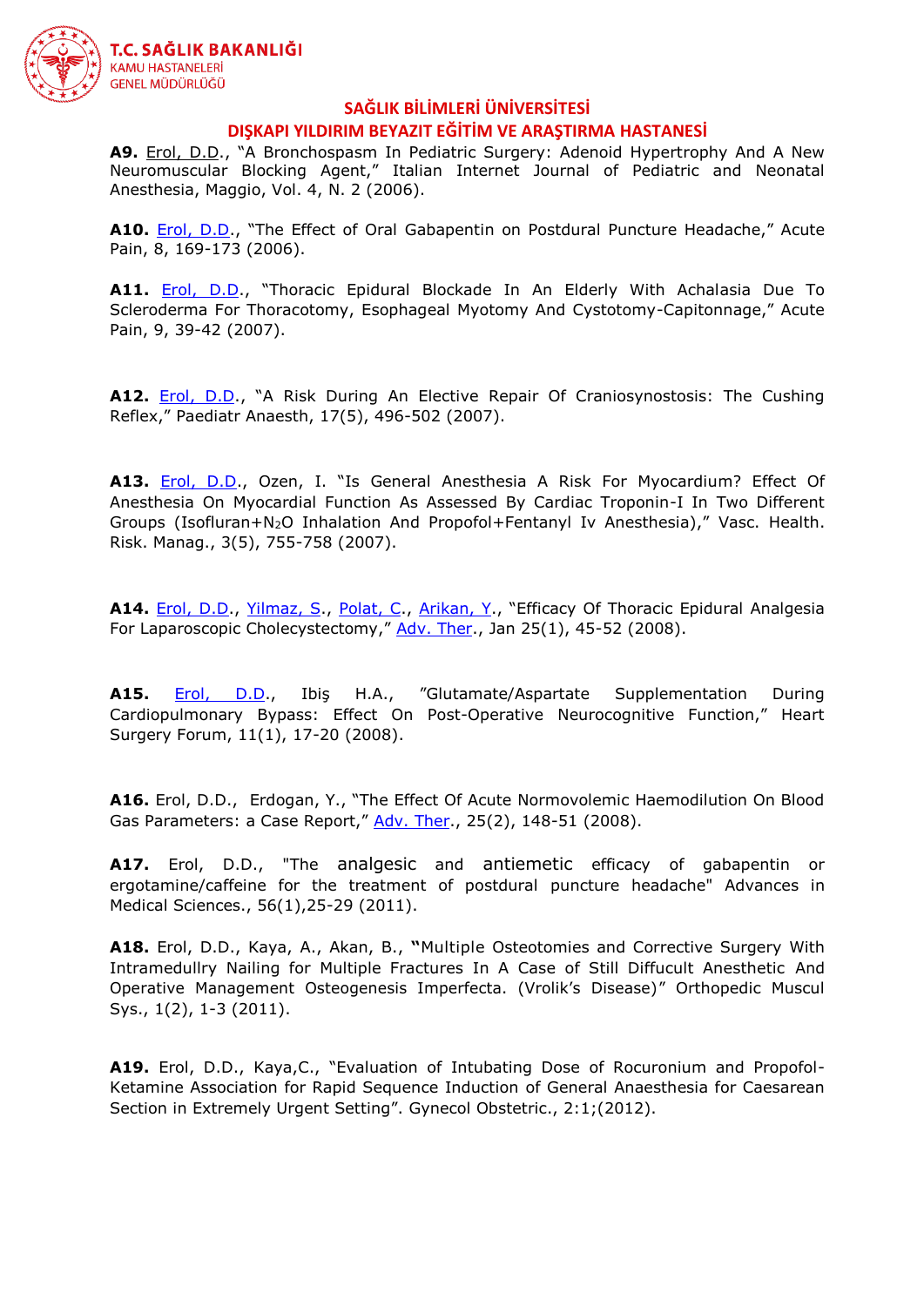**A9.** Erol, D.D., "A Bronchospasm In Pediatric Surgery: Adenoid Hypertrophy And A New Neuromuscular Blocking Agent," Italian Internet Journal of Pediatric and Neonatal Anesthesia, Maggio, Vol. 4, N. 2 (2006).

**A10.** Erol, D.D., "The Effect of Oral Gabapentin on Postdural Puncture Headache," Acute Pain, 8, 169-173 (2006).

**A11.** Erol, D.D., "Thoracic Epidural Blockade In An Elderly With Achalasia Due To Scleroderma For Thoracotomy, Esophageal Myotomy And Cystotomy-Capitonnage," Acute Pain, 9, 39-42 (2007).

**A12.** Erol, D.D., "A Risk During An Elective Repair Of Craniosynostosis: The Cushing Reflex," Paediatr Anaesth, 17(5), 496-502 (2007).

**A13.** Erol, D.D., Ozen, I. "Is General Anesthesia A Risk For Myocardium? Effect Of Anesthesia On Myocardial Function As Assessed By Cardiac Troponin-I In Two Different Groups (Isofluran+$N_2O$ Inhalation And Propofol+Fentanyl Iv Anesthesia)," Vasc. Health. Risk. Manag., 3(5), 755-758 (2007).

**A14.** Erol, D.D., Yilmaz, S., Polat, C., Arikan, Y., "Efficacy Of Thoracic Epidural Analgesia For Laparoscopic Cholecystectomy," Adv. Ther., Jan 25(1), 45-52 (2008).

**A15.** Erol, D.D., Ibiş H.A., "Glutamate/Aspartate Supplementation During Cardiopulmonary Bypass: Effect On Post-Operative Neurocognitive Function," Heart Surgery Forum, 11(1), 17-20 (2008).

**A16.** Erol, D.D., Erdogan, Y., "The Effect Of Acute Normovolemic Haemodilution On Blood Gas Parameters: a Case Report," Adv. Ther., 25(2), 148-51 (2008).

**A17.** Erol, D.D., "The analgesic and antiemetic efficacy of gabapentin or ergotamine/caffeine for the treatment of postdural puncture headache" Advances in Medical Sciences., 56(1),25-29 (2011).

**A18.** Erol, D.D., Kaya, A., Akan, B., "Multiple Osteotomies and Corrective Surgery With Intramedullry Nailing for Multiple Fractures In A Case of Still Diffucult Anesthetic And Operative Management Osteogenesis Imperfecta. (Vrolik's Disease)" Orthopedic Muscul Sys., 1(2), 1-3 (2011).

**A19.** Erol, D.D., Kaya,C., "Evaluation of Intubating Dose of Rocuronium and Propofol-Ketamine Association for Rapid Sequence Induction of General Anaesthesia for Caesarean Section in Extremely Urgent Setting". Gynecol Obstetric., 2:1;(2012).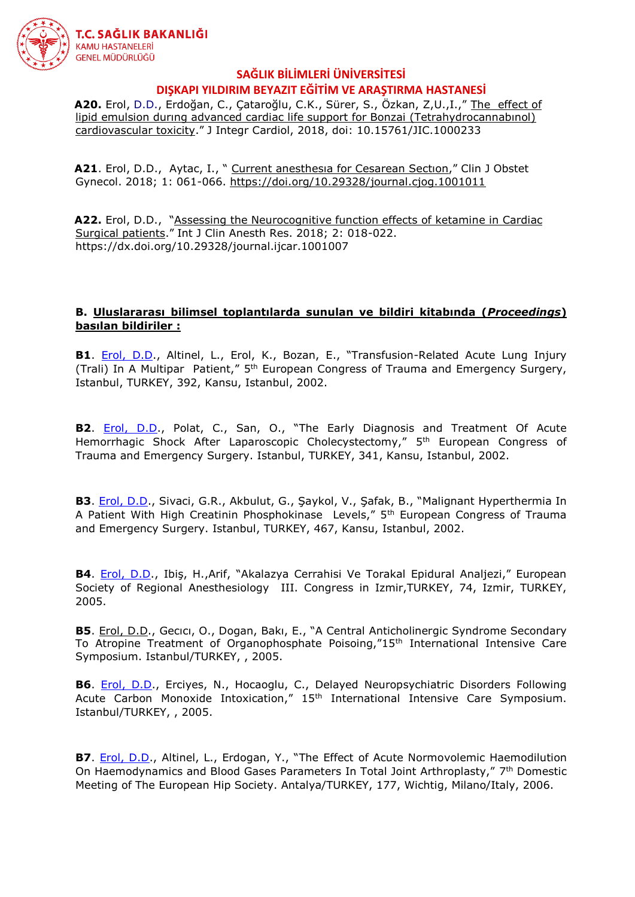**A20.** Erol, D.D., Erdoğan, C., Çataroğlu, C.K., Sürer, S., Özkan, Z,U.,I.," The effect of lipid emulsion durıng advanced cardiac life support for Bonzai (Tetrahydrocannabınol) cardiovascular toxicity." J Integr Cardiol, 2018, doi: 10.15761/JIC.1000233

**A21**. Erol, D.D., Aytac, I., " Current anesthesıa for Cesarean Sectıon," Clin J Obstet Gynecol. 2018; 1: 061-066. https://doi.org/10.29328/journal.cjog.1001011

**A22.** Erol, D.D., "Assessing the Neurocognitive function effects of ketamine in Cardiac Surgical patients." Int J Clin Anesth Res. 2018; 2: 018-022. https://dx.doi.org/10.29328/journal.ijcar.1001007

**B. Uluslararası bilimsel toplantılarda sunulan ve bildiri kitabında (*Proceedings*) basılan bildiriler :**

**B1**. Erol, D.D., Altinel, L., Erol, K., Bozan, E., "Transfusion-Related Acute Lung Injury (Trali) In A Multipar Patient," 5th European Congress of Trauma and Emergency Surgery, Istanbul, TURKEY, 392, Kansu, Istanbul, 2002.

**B2**. Erol, D.D., Polat, C., San, O., "The Early Diagnosis and Treatment Of Acute Hemorrhagic Shock After Laparoscopic Cholecystectomy," 5th European Congress of Trauma and Emergency Surgery. Istanbul, TURKEY, 341, Kansu, Istanbul, 2002.

**B3**. Erol, D.D., Sivaci, G.R., Akbulut, G., Şaykol, V., Şafak, B., "Malignant Hyperthermia In A Patient With High Creatinin Phosphokinase Levels," 5th European Congress of Trauma and Emergency Surgery. Istanbul, TURKEY, 467, Kansu, Istanbul, 2002.

**B4**. Erol, D.D., Ibiş, H.,Arif, "Akalazya Cerrahisi Ve Torakal Epidural Analjezi," European Society of Regional Anesthesiology III. Congress in Izmir,TURKEY, 74, Izmir, TURKEY, 2005.

**B5**. Erol, D.D., Gecıcı, O., Dogan, Bakı, E., "A Central Anticholinergic Syndrome Secondary To Atropine Treatment of Organophosphate Poisoning,"15th International Intensive Care Symposium. Istanbul/TURKEY, , 2005.

**B6**. Erol, D.D., Erciyes, N., Hocaoglu, C., Delayed Neuropsychiatric Disorders Following Acute Carbon Monoxide Intoxication," 15th International Intensive Care Symposium. Istanbul/TURKEY, , 2005.

**B7**. Erol, D.D., Altinel, L., Erdogan, Y., "The Effect of Acute Normovolemic Haemodilution On Haemodynamics and Blood Gases Parameters In Total Joint Arthroplasty," 7th Domestic Meeting of The European Hip Society. Antalya/TURKEY, 177, Wichtig, Milano/Italy, 2006.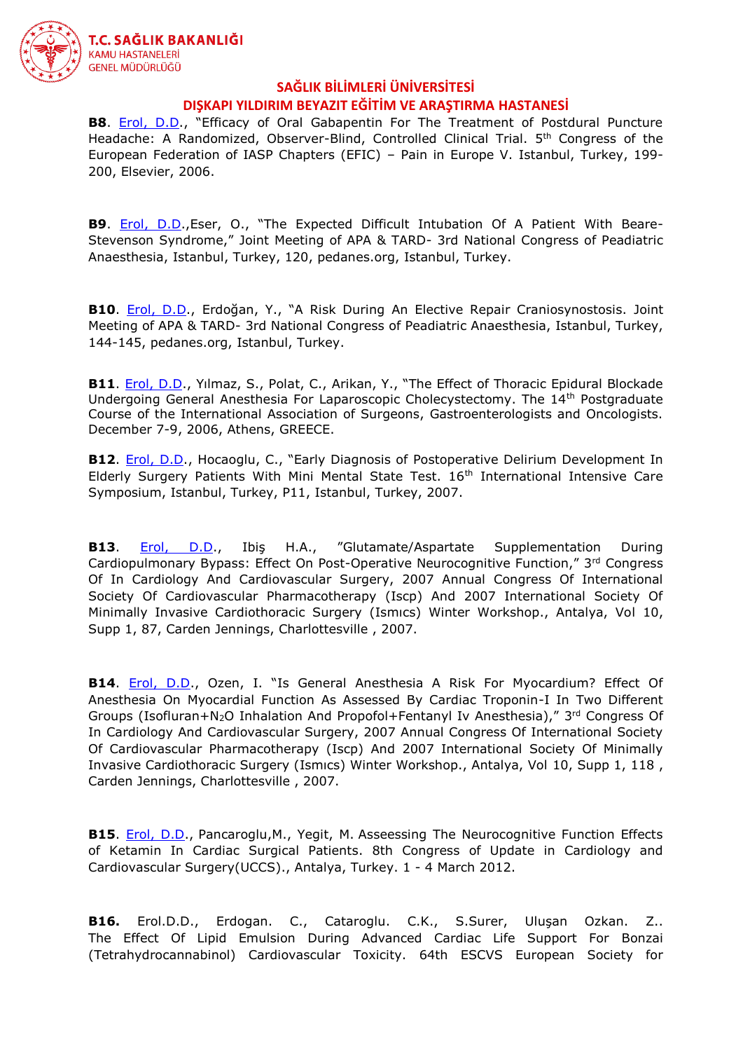**B8**. [Erol, D.D.](#), "Efficacy of Oral Gabapentin For The Treatment of Postdural Puncture Headache: A Randomized, Observer-Blind, Controlled Clinical Trial. 5th Congress of the European Federation of IASP Chapters (EFIC) – Pain in Europe V. Istanbul, Turkey, 199-200, Elsevier, 2006.

**B9**. [Erol, D.D.](#),Eser, O., "The Expected Difficult Intubation Of A Patient With Beare-Stevenson Syndrome," Joint Meeting of APA & TARD- 3rd National Congress of Peadiatric Anaesthesia, Istanbul, Turkey, 120, pedanes.org, Istanbul, Turkey.

**B10**. [Erol, D.D.](#), Erdoğan, Y., "A Risk During An Elective Repair Craniosynostosis. Joint Meeting of APA & TARD- 3rd National Congress of Peadiatric Anaesthesia, Istanbul, Turkey, 144-145, pedanes.org, Istanbul, Turkey.

**B11**. [Erol, D.D.](#), Yılmaz, S., Polat, C., Arikan, Y., "The Effect of Thoracic Epidural Blockade Undergoing General Anesthesia For Laparoscopic Cholecystectomy. The 14th Postgraduate Course of the International Association of Surgeons, Gastroenterologists and Oncologists. December 7-9, 2006, Athens, GREECE.

**B12**. [Erol, D.D.](#), Hocaoglu, C., "Early Diagnosis of Postoperative Delirium Development In Elderly Surgery Patients With Mini Mental State Test. 16th International Intensive Care Symposium, Istanbul, Turkey, P11, Istanbul, Turkey, 2007.

**B13**. [Erol, D.D.](#), Ibiş H.A., "Glutamate/Aspartate Supplementation During Cardiopulmonary Bypass: Effect On Post-Operative Neurocognitive Function," 3rd Congress Of In Cardiology And Cardiovascular Surgery, 2007 Annual Congress Of International Society Of Cardiovascular Pharmacotherapy (Iscp) And 2007 International Society Of Minimally Invasive Cardiothoracic Surgery (Ismıcs) Winter Workshop., Antalya, Vol 10, Supp 1, 87, Carden Jennings, Charlottesville , 2007.

**B14**. [Erol, D.D.](#), Ozen, I. "Is General Anesthesia A Risk For Myocardium? Effect Of Anesthesia On Myocardial Function As Assessed By Cardiac Troponin-I In Two Different Groups (Isofluran+$N_2O$ Inhalation And Propofol+Fentanyl Iv Anesthesia)," 3rd Congress Of In Cardiology And Cardiovascular Surgery, 2007 Annual Congress Of International Society Of Cardiovascular Pharmacotherapy (Iscp) And 2007 International Society Of Minimally Invasive Cardiothoracic Surgery (Ismıcs) Winter Workshop., Antalya, Vol 10, Supp 1, 118 , Carden Jennings, Charlottesville , 2007.

**B15**. [Erol, D.D.](#), Pancaroglu,M., Yegit, M. Asseessing The Neurocognitive Function Effects of Ketamin In Cardiac Surgical Patients. 8th Congress of Update in Cardiology and Cardiovascular Surgery(UCCS)., Antalya, Turkey. 1 - 4 March 2012.

**B16.** Erol.D.D., Erdogan. C., Cataroglu. C.K., S.Surer, Uluşan Ozkan. Z.. The Effect Of Lipid Emulsion During Advanced Cardiac Life Support For Bonzai (Tetrahydrocannabinol) Cardiovascular Toxicity. 64th ESCVS European Society for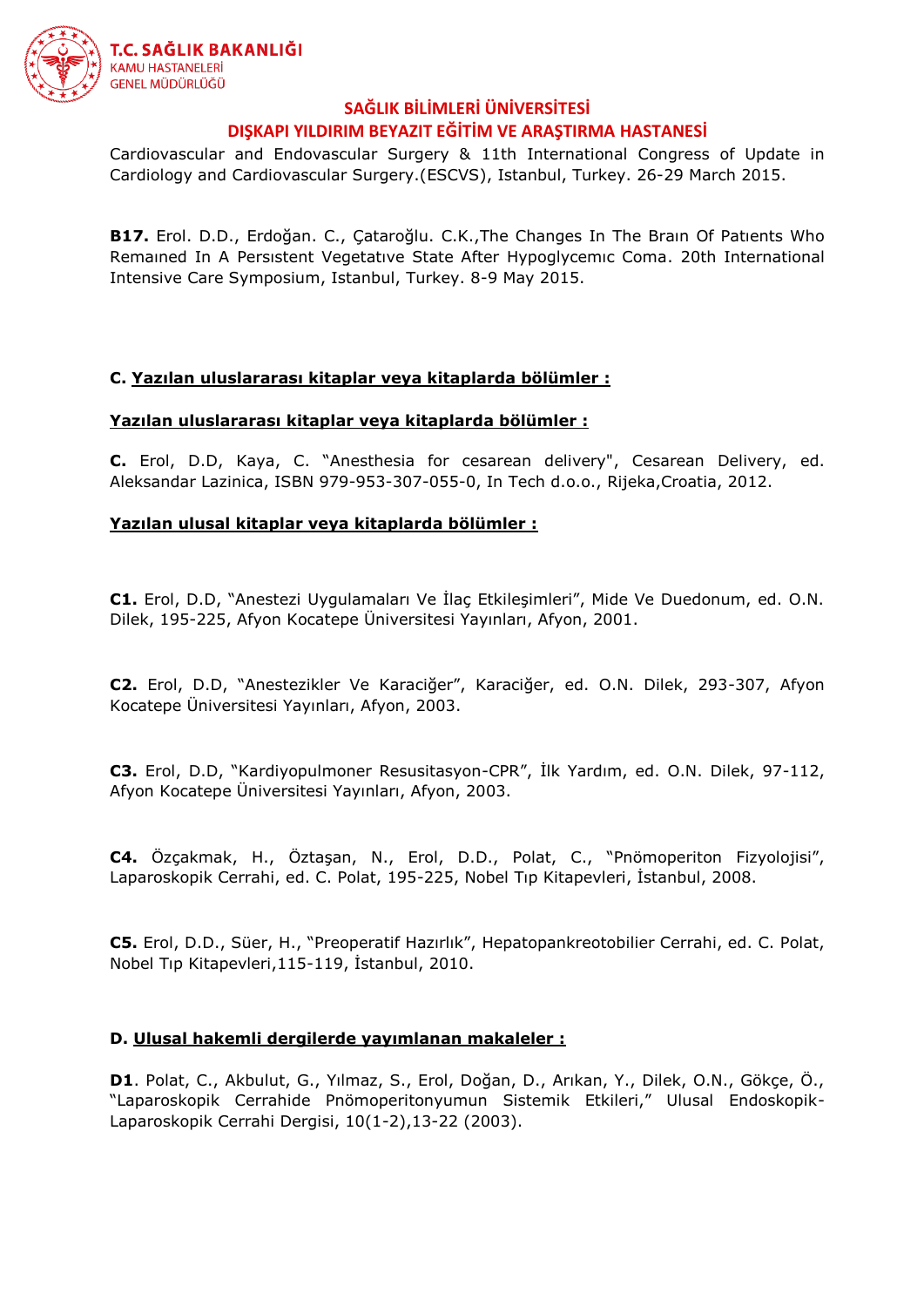Cardiovascular and Endovascular Surgery & 11th International Congress of Update in Cardiology and Cardiovascular Surgery.(ESCVS), Istanbul, Turkey. 26-29 March 2015.

**B17.** Erol. D.D., Erdoğan. C., Çataroğlu. C.K.,The Changes In The Braın Of Patıents Who Remaıned In A Persıstent Vegetatıve State After Hypoglycemıc Coma. 20th International Intensive Care Symposium, Istanbul, Turkey. 8-9 May 2015.

**C. Yazılan uluslararası kitaplar veya kitaplarda bölümler :**

**Yazılan uluslararası kitaplar veya kitaplarda bölümler :**

**C.** Erol, D.D, Kaya, C. "Anesthesia for cesarean delivery", Cesarean Delivery, ed. Aleksandar Lazinica, ISBN 979-953-307-055-0, In Tech d.o.o., Rijeka,Croatia, 2012.

**Yazılan ulusal kitaplar veya kitaplarda bölümler :**

**C1.** Erol, D.D, "Anestezi Uygulamaları Ve İlaç Etkileşimleri", Mide Ve Duedonum, ed. O.N. Dilek, 195-225, Afyon Kocatepe Üniversitesi Yayınları, Afyon, 2001.

**C2.** Erol, D.D, "Anestezikler Ve Karaciğer", Karaciğer, ed. O.N. Dilek, 293-307, Afyon Kocatepe Üniversitesi Yayınları, Afyon, 2003.

**C3.** Erol, D.D, "Kardiyopulmoner Resusitasyon-CPR", İlk Yardım, ed. O.N. Dilek, 97-112, Afyon Kocatepe Üniversitesi Yayınları, Afyon, 2003.

**C4.** Özçakmak, H., Öztaşan, N., Erol, D.D., Polat, C., "Pnömoperiton Fizyolojisi", Laparoskopik Cerrahi, ed. C. Polat, 195-225, Nobel Tıp Kitapevleri, İstanbul, 2008.

**C5.** Erol, D.D., Süer, H., "Preoperatif Hazırlık", Hepatopankreotobilier Cerrahi, ed. C. Polat, Nobel Tıp Kitapevleri,115-119, İstanbul, 2010.

**D. Ulusal hakemli dergilerde yayımlanan makaleler :**

**D1**. Polat, C., Akbulut, G., Yılmaz, S., Erol, Doğan, D., Arıkan, Y., Dilek, O.N., Gökçe, Ö., "Laparoskopik Cerrahide Pnömoperitonyumun Sistemik Etkileri," Ulusal Endoskopik-Laparoskopik Cerrahi Dergisi, 10(1-2),13-22 (2003).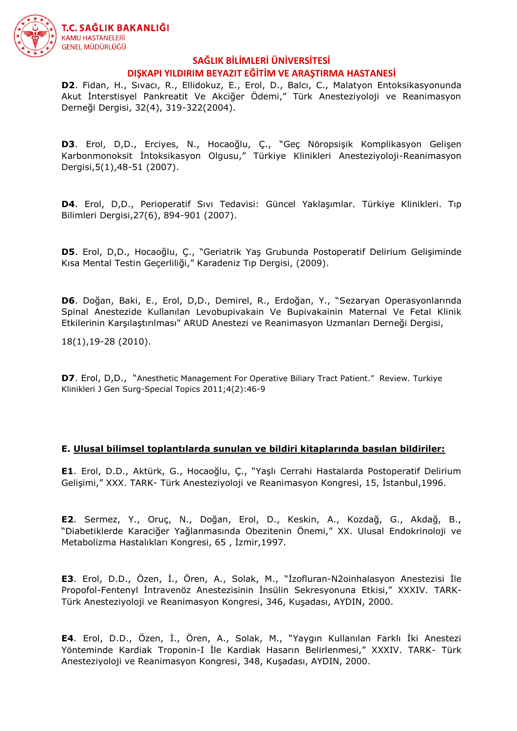**D2**. Fidan, H., Sıvacı, R., Ellidokuz, E., Erol, D., Balcı, C., Malatyon Entoksikasyonunda Akut İnterstisyel Pankreatit Ve Akciğer Ödemi," Türk Anesteziyoloji ve Reanimasyon Derneği Dergisi, 32(4), 319-322(2004).

**D3**. Erol, D,D., Erciyes, N., Hocaoğlu, Ç., "Geç Nöropsişik Komplikasyon Gelişen Karbonmonoksit İntoksikasyon Olgusu," Türkiye Klinikleri Anesteziyoloji-Reanimasyon Dergisi,5(1),48-51 (2007).

**D4**. Erol, D,D., Perioperatif Sıvı Tedavisi: Güncel Yaklaşımlar. Türkiye Klinikleri. Tıp Bilimleri Dergisi,27(6), 894-901 (2007).

**D5**. Erol, D,D., Hocaoğlu, Ç., "Geriatrik Yaş Grubunda Postoperatif Delirium Gelişiminde Kısa Mental Testin Geçerliliği," Karadeniz Tıp Dergisi, (2009).

**D6**. Doğan, Baki, E., Erol, D,D., Demirel, R., Erdoğan, Y., "Sezaryan Operasyonlarında Spinal Anestezide Kullanılan Levobupivakain Ve Bupivakainin Maternal Ve Fetal Klinik Etkilerinin Karşılaştırılması" ARUD Anestezi ve Reanimasyon Uzmanları Derneği Dergisi,

18(1),19-28 (2010).

**D7**. Erol, D,D., "Anesthetic Management For Operative Biliary Tract Patient." Review. Turkiye Klinikleri J Gen Surg-Special Topics 2011;4(2):46-9

**E. Ulusal bilimsel toplantılarda sunulan ve bildiri kitaplarında basılan bildiriler:**

**E1**. Erol, D.D., Aktürk, G., Hocaoğlu, Ç., "Yaşlı Cerrahi Hastalarda Postoperatif Delirium Gelişimi," XXX. TARK- Türk Anesteziyoloji ve Reanimasyon Kongresi, 15, İstanbul,1996.

**E2**. Sermez, Y., Oruç, N., Doğan, Erol, D., Keskin, A., Kozdağ, G., Akdağ, B., "Diabetiklerde Karaciğer Yağlanmasında Obezitenin Önemi," XX. Ulusal Endokrinoloji ve Metabolizma Hastalıkları Kongresi, 65 , İzmir,1997.

**E3**. Erol, D.D., Özen, İ., Ören, A., Solak, M., "İzofluran-N2oinhalasyon Anestezisi İle Propofol-Fentenyl İntravenöz Anestezisinin İnsülin Sekresyonuna Etkisi," XXXIV. TARK- Türk Anesteziyoloji ve Reanimasyon Kongresi, 346, Kuşadası, AYDIN, 2000.

**E4**. Erol, D.D., Özen, İ., Ören, A., Solak, M., "Yaygın Kullanılan Farklı İki Anestezi Yönteminde Kardiak Troponin-I İle Kardiak Hasarın Belirlenmesi," XXXIV. TARK- Türk Anesteziyoloji ve Reanimasyon Kongresi, 348, Kuşadası, AYDIN, 2000.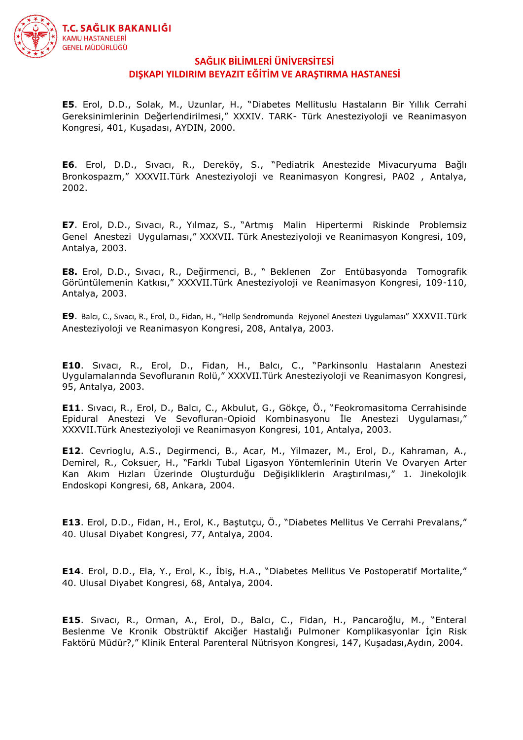**E5**. Erol, D.D., Solak, M., Uzunlar, H., "Diabetes Mellituslu Hastaların Bir Yıllık Cerrahi Gereksinimlerinin Değerlendirilmesi," XXXIV. TARK- Türk Anesteziyoloji ve Reanimasyon Kongresi, 401, Kuşadası, AYDIN, 2000.

**E6**. Erol, D.D., Sıvacı, R., Dereköy, S., "Pediatrik Anestezide Mivacuryuma Bağlı Bronkospazm," XXXVII.Türk Anesteziyoloji ve Reanimasyon Kongresi, PA02 , Antalya, 2002.

**E7**. Erol, D.D., Sıvacı, R., Yılmaz, S., "Artmış Malin Hipertermi Riskinde Problemsiz Genel Anestezi Uygulaması," XXXVII. Türk Anesteziyoloji ve Reanimasyon Kongresi, 109, Antalya, 2003.

**E8.** Erol, D.D., Sıvacı, R., Değirmenci, B., " Beklenen Zor Entübasyonda Tomografik Görüntülemenin Katkısı," XXXVII.Türk Anesteziyoloji ve Reanimasyon Kongresi, 109-110, Antalya, 2003.

**E9**. Balcı, C., Sıvacı, R., Erol, D., Fidan, H., "Hellp Sendromunda Rejyonel Anestezi Uygulaması" XXXVII.Türk Anesteziyoloji ve Reanimasyon Kongresi, 208, Antalya, 2003.

**E10**. Sıvacı, R., Erol, D., Fidan, H., Balcı, C., "Parkinsonlu Hastaların Anestezi Uygulamalarında Sevofluranın Rolü," XXXVII.Türk Anesteziyoloji ve Reanimasyon Kongresi, 95, Antalya, 2003.

**E11**. Sıvacı, R., Erol, D., Balcı, C., Akbulut, G., Gökçe, Ö., "Feokromasitoma Cerrahisinde Epidural Anestezi Ve Sevofluran-Opioid Kombinasyonu İle Anestezi Uygulaması," XXXVII.Türk Anesteziyoloji ve Reanimasyon Kongresi, 101, Antalya, 2003.

**E12**. Cevrioglu, A.S., Degirmenci, B., Acar, M., Yilmazer, M., Erol, D., Kahraman, A., Demirel, R., Coksuer, H., "Farklı Tubal Ligasyon Yöntemlerinin Uterin Ve Ovaryen Arter Kan Akım Hızları Üzerinde Oluşturduğu Değişikliklerin Araştırılması," 1. Jinekolojik Endoskopi Kongresi, 68, Ankara, 2004.

**E13**. Erol, D.D., Fidan, H., Erol, K., Baştutçu, Ö., "Diabetes Mellitus Ve Cerrahi Prevalans," 40. Ulusal Diyabet Kongresi, 77, Antalya, 2004.

**E14**. Erol, D.D., Ela, Y., Erol, K., İbiş, H.A., "Diabetes Mellitus Ve Postoperatif Mortalite," 40. Ulusal Diyabet Kongresi, 68, Antalya, 2004.

**E15**. Sıvacı, R., Orman, A., Erol, D., Balcı, C., Fidan, H., Pancaroğlu, M., "Enteral Beslenme Ve Kronik Obstrüktif Akciğer Hastalığı Pulmoner Komplikasyonlar İçin Risk Faktörü Müdür?," Klinik Enteral Parenteral Nütrisyon Kongresi, 147, Kuşadası,Aydın, 2004.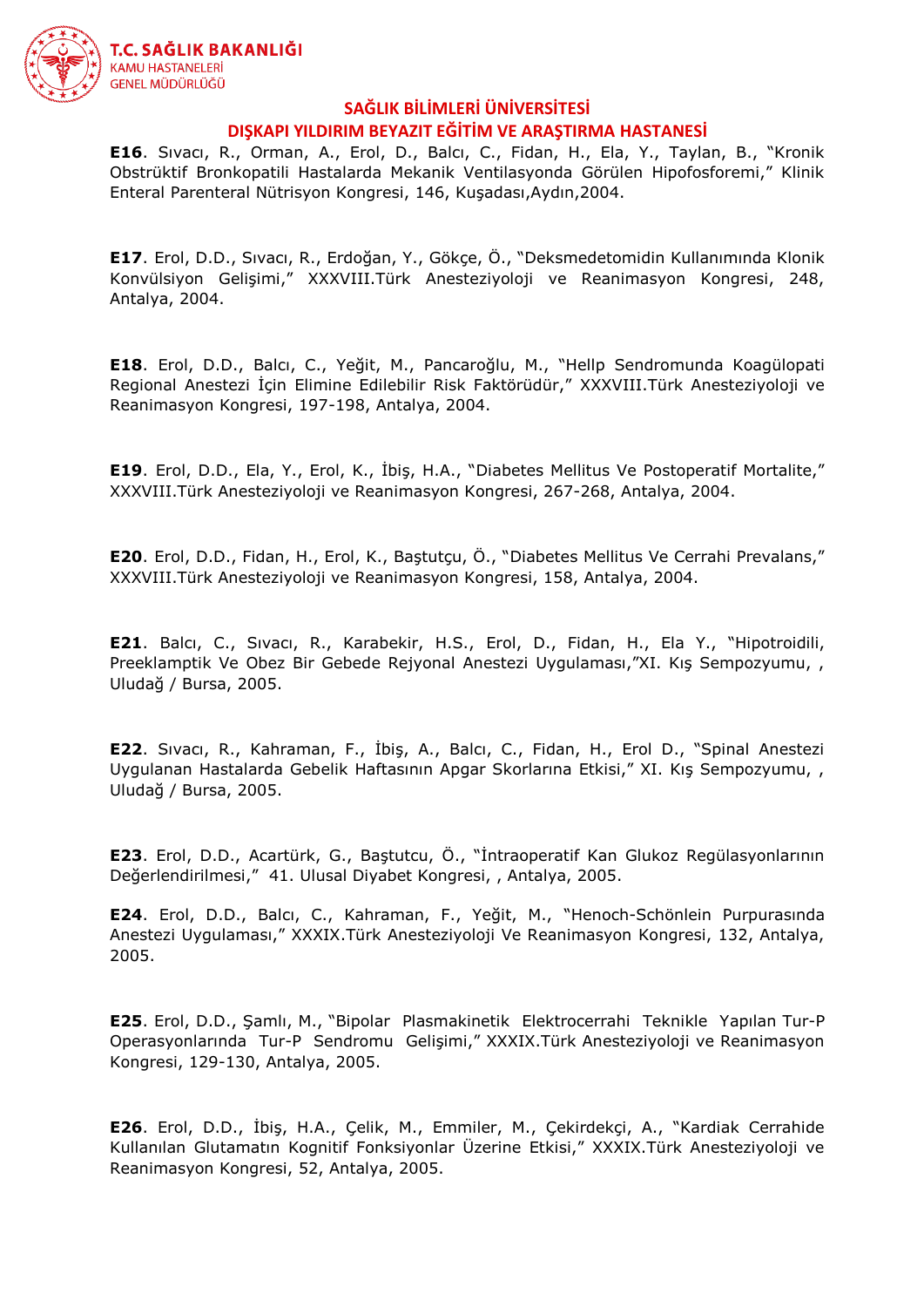**E16**. Sıvacı, R., Orman, A., Erol, D., Balcı, C., Fidan, H., Ela, Y., Taylan, B., "Kronik Obstrüktif Bronkopatili Hastalarda Mekanik Ventilasyonda Görülen Hipofosforemi," Klinik Enteral Parenteral Nütrisyon Kongresi, 146, Kuşadası,Aydın,2004.

**E17**. Erol, D.D., Sıvacı, R., Erdoğan, Y., Gökçe, Ö., "Deksmedetomidin Kullanımında Klonik Konvülsiyon Gelişimi," XXXVIII.Türk Anesteziyoloji ve Reanimasyon Kongresi, 248, Antalya, 2004.

**E18**. Erol, D.D., Balcı, C., Yeğit, M., Pancaroğlu, M., "Hellp Sendromunda Koagülopati Regional Anestezi İçin Elimine Edilebilir Risk Faktörüdür," XXXVIII.Türk Anesteziyoloji ve Reanimasyon Kongresi, 197-198, Antalya, 2004.

**E19**. Erol, D.D., Ela, Y., Erol, K., İbiş, H.A., "Diabetes Mellitus Ve Postoperatif Mortalite," XXXVIII.Türk Anesteziyoloji ve Reanimasyon Kongresi, 267-268, Antalya, 2004.

**E20**. Erol, D.D., Fidan, H., Erol, K., Baştutçu, Ö., "Diabetes Mellitus Ve Cerrahi Prevalans," XXXVIII.Türk Anesteziyoloji ve Reanimasyon Kongresi, 158, Antalya, 2004.

**E21**. Balcı, C., Sıvacı, R., Karabekir, H.S., Erol, D., Fidan, H., Ela Y., "Hipotroidili, Preeklamptik Ve Obez Bir Gebede Rejyonal Anestezi Uygulaması,"XI. Kış Sempozyumu, , Uludağ / Bursa, 2005.

**E22**. Sıvacı, R., Kahraman, F., İbiş, A., Balcı, C., Fidan, H., Erol D., "Spinal Anestezi Uygulanan Hastalarda Gebelik Haftasının Apgar Skorlarına Etkisi," XI. Kış Sempozyumu, , Uludağ / Bursa, 2005.

**E23**. Erol, D.D., Acartürk, G., Baştutcu, Ö., "İntraoperatif Kan Glukoz Regülasyonlarının Değerlendirilmesi," 41. Ulusal Diyabet Kongresi, , Antalya, 2005.

**E24**. Erol, D.D., Balcı, C., Kahraman, F., Yeğit, M., "Henoch-Schönlein Purpurasında Anestezi Uygulaması," XXXIX.Türk Anesteziyoloji Ve Reanimasyon Kongresi, 132, Antalya, 2005.

**E25**. Erol, D.D., Şamlı, M., "Bipolar Plasmakinetik Elektrocerrahi Teknikle Yapılan Tur-P Operasyonlarında Tur-P Sendromu Gelişimi," XXXIX.Türk Anesteziyoloji ve Reanimasyon Kongresi, 129-130, Antalya, 2005.

**E26**. Erol, D.D., İbiş, H.A., Çelik, M., Emmiler, M., Çekirdekçi, A., "Kardiak Cerrahide Kullanılan Glutamatın Kognitif Fonksiyonlar Üzerine Etkisi," XXXIX.Türk Anesteziyoloji ve Reanimasyon Kongresi, 52, Antalya, 2005.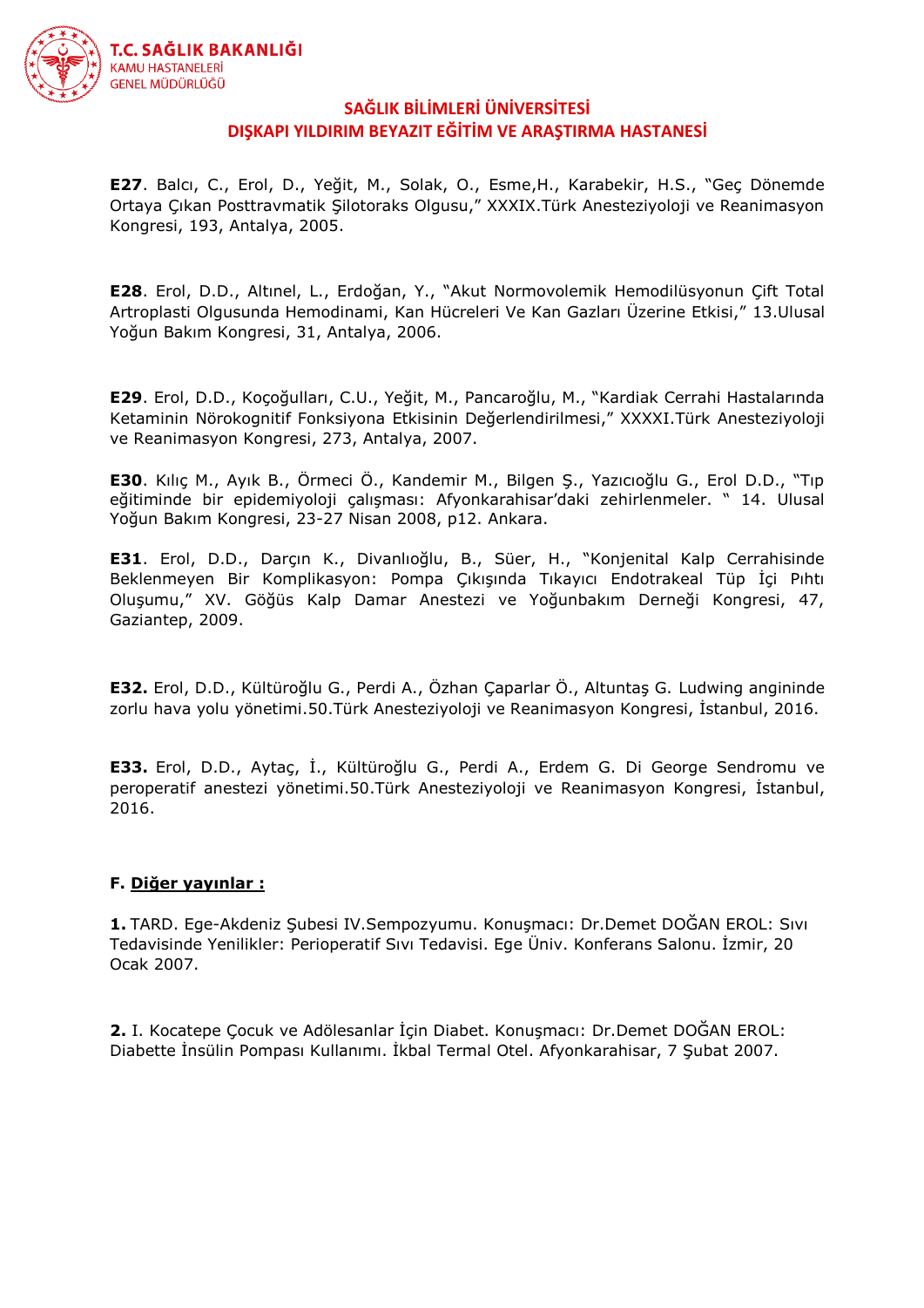**E27**. Balcı, C., Erol, D., Yeğit, M., Solak, O., Esme,H., Karabekir, H.S., "Geç Dönemde Ortaya Çıkan Posttravmatik Şilotoraks Olgusu," XXXIX.Türk Anesteziyoloji ve Reanimasyon Kongresi, 193, Antalya, 2005.

**E28**. Erol, D.D., Altınel, L., Erdoğan, Y., "Akut Normovolemik Hemodilüsyonun Çift Total Artroplasti Olgusunda Hemodinami, Kan Hücreleri Ve Kan Gazları Üzerine Etkisi," 13.Ulusal Yoğun Bakım Kongresi, 31, Antalya, 2006.

**E29**. Erol, D.D., Koçoğulları, C.U., Yeğit, M., Pancaroğlu, M., "Kardiak Cerrahi Hastalarında Ketaminin Nörokognitif Fonksiyona Etkisinin Değerlendirilmesi," XXXXI.Türk Anesteziyoloji ve Reanimasyon Kongresi, 273, Antalya, 2007.

**E30**. Kılıç M., Ayık B., Örmeci Ö., Kandemir M., Bilgen Ş., Yazıcıoğlu G., Erol D.D., "Tıp eğitiminde bir epidemiyoloji çalışması: Afyonkarahisar'daki zehirlenmeler. " 14. Ulusal Yoğun Bakım Kongresi, 23-27 Nisan 2008, p12. Ankara.

**E31**. Erol, D.D., Darçın K., Divanlıoğlu, B., Süer, H., "Konjenital Kalp Cerrahisinde Beklenmeyen Bir Komplikasyon: Pompa Çıkışında Tıkayıcı Endotrakeal Tüp İçi Pıhtı Oluşumu," XV. Göğüs Kalp Damar Anestezi ve Yoğunbakım Derneği Kongresi, 47, Gaziantep, 2009.

**E32.** Erol, D.D., Kültüroğlu G., Perdi A., Özhan Çaparlar Ö., Altuntaş G. Ludwing angininde zorlu hava yolu yönetimi.50.Türk Anesteziyoloji ve Reanimasyon Kongresi, İstanbul, 2016.

**E33.** Erol, D.D., Aytaç, İ., Kültüroğlu G., Perdi A., Erdem G. Di George Sendromu ve peroperatif anestezi yönetimi.50.Türk Anesteziyoloji ve Reanimasyon Kongresi, İstanbul, 2016.

## F. Diğer yayınlar :

**1.** TARD. Ege-Akdeniz Şubesi IV.Sempozyumu. Konuşmacı: Dr.Demet DOĞAN EROL: Sıvı Tedavisinde Yenilikler: Perioperatif Sıvı Tedavisi. Ege Üniv. Konferans Salonu. İzmir, 20 Ocak 2007.

**2.** I. Kocatepe Çocuk ve Adölesanlar İçin Diabet. Konuşmacı: Dr.Demet DOĞAN EROL: Diabette İnsülin Pompası Kullanımı. İkbal Termal Otel. Afyonkarahisar, 7 Şubat 2007.